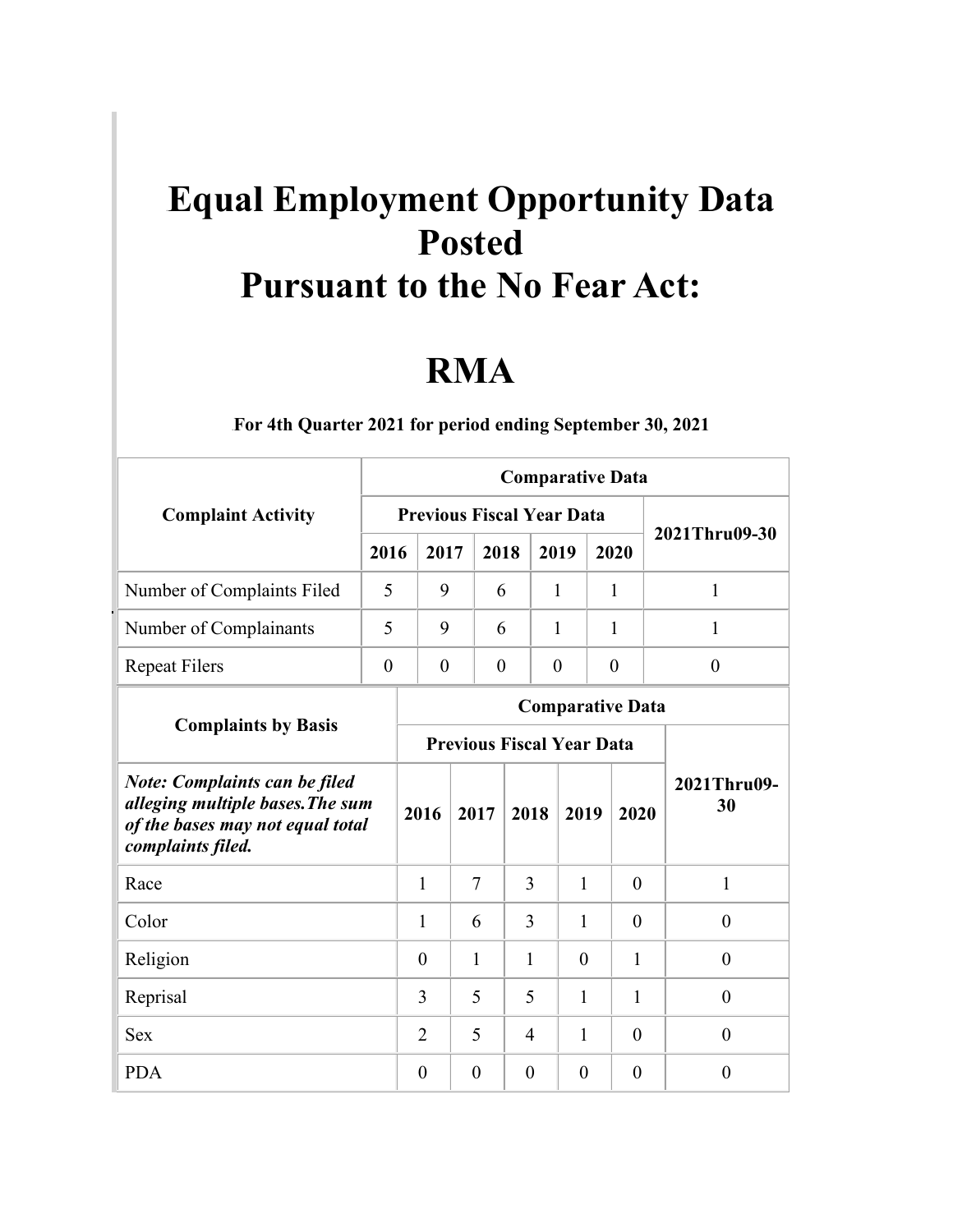# Equal Employment Opportunity Data Posted Pursuant to the No Fear Act:

# RMA

**For 4th Quarter 2021 for period ending September 30, 2021**

| Complaint Activity | Comparative Data | | | | | |
|---|---|---|---|---|---|---|
| | Previous Fiscal Year Data | | | | | 2021Thru09-30 |
| | 2016 | 2017 | 2018 | 2019 | 2020 | |
| Number of Complaints Filed | 5 | 9 | 6 | 1 | 1 | 1 |
| Number of Complainants | 5 | 9 | 6 | 1 | 1 | 1 |
| Repeat Filers | 0 | 0 | 0 | 0 | 0 | 0 |

| Complaints by Basis | Comparative Data | | | | | |
|---|---|---|---|---|---|---|
| | Previous Fiscal Year Data | | | | | 2021Thru09-30 |
| ***Note: Complaints can be filed alleging multiple bases.The sum of the bases may not equal total complaints filed.*** | 2016 | 2017 | 2018 | 2019 | 2020 | |
| Race | 1 | 7 | 3 | 1 | 0 | 1 |
| Color | 1 | 6 | 3 | 1 | 0 | 0 |
| Religion | 0 | 1 | 1 | 0 | 1 | 0 |
| Reprisal | 3 | 5 | 5 | 1 | 1 | 0 |
| Sex | 2 | 5 | 4 | 1 | 0 | 0 |
| PDA | 0 | 0 | 0 | 0 | 0 | 0 |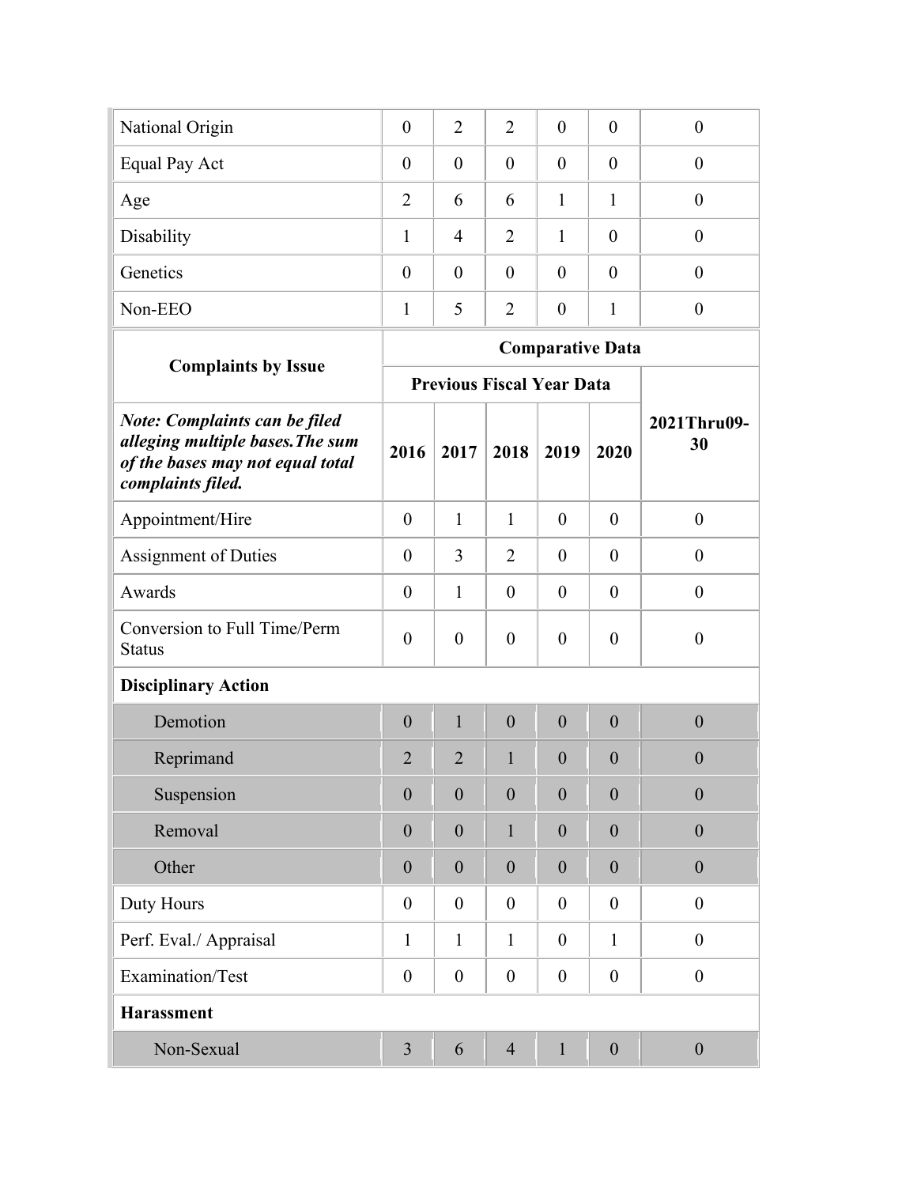| National Origin | 0 | 2 | 2 | 0 | 0 | 0 |
|---|---|---|---|---|---|---|
| Equal Pay Act | 0 | 0 | 0 | 0 | 0 | 0 |
| Age | 2 | 6 | 6 | 1 | 1 | 0 |
| Disability | 1 | 4 | 2 | 1 | 0 | 0 |
| Genetics | 0 | 0 | 0 | 0 | 0 | 0 |
| Non-EEO | 1 | 5 | 2 | 0 | 1 | 0 |

| **Complaints by Issue** | **Comparative Data** | | | | | |
|---|---|---|---|---|---|---|
| | **Previous Fiscal Year Data** | | | | | |
| ***Note: Complaints can be filed alleging multiple bases.The sum of the bases may not equal total complaints filed.*** | **2016** | **2017** | **2018** | **2019** | **2020** | **2021Thru09-30** |
| Appointment/Hire | 0 | 1 | 1 | 0 | 0 | 0 |
| Assignment of Duties | 0 | 3 | 2 | 0 | 0 | 0 |
| Awards | 0 | 1 | 0 | 0 | 0 | 0 |
| Conversion to Full Time/Perm Status | 0 | 0 | 0 | 0 | 0 | 0 |
| **Disciplinary Action** | | | | | | |
| Demotion | 0 | 1 | 0 | 0 | 0 | 0 |
| Reprimand | 2 | 2 | 1 | 0 | 0 | 0 |
| Suspension | 0 | 0 | 0 | 0 | 0 | 0 |
| Removal | 0 | 0 | 1 | 0 | 0 | 0 |
| Other | 0 | 0 | 0 | 0 | 0 | 0 |
| Duty Hours | 0 | 0 | 0 | 0 | 0 | 0 |
| Perf. Eval./ Appraisal | 1 | 1 | 1 | 0 | 1 | 0 |
| Examination/Test | 0 | 0 | 0 | 0 | 0 | 0 |
| **Harassment** | | | | | | |
| Non-Sexual | 3 | 6 | 4 | 1 | 0 | 0 |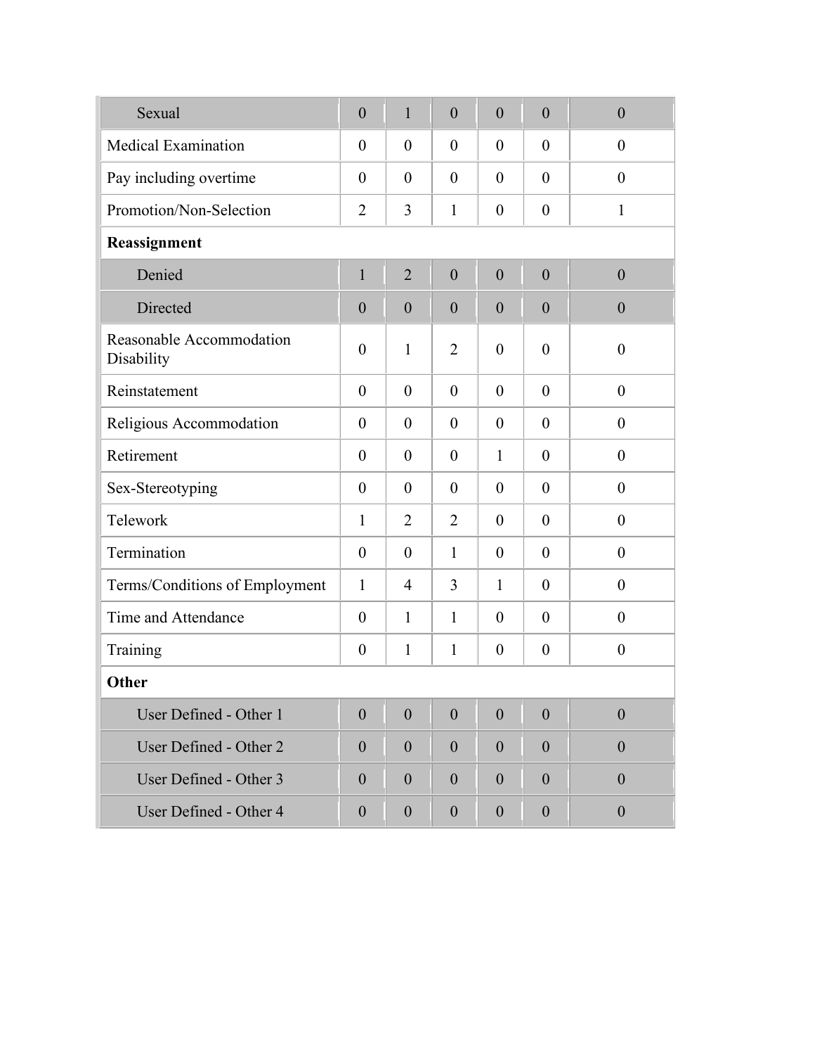| | | | | | | |
|---|---|---|---|---|---|---|
| Sexual | 0 | 1 | 0 | 0 | 0 | 0 |
| Medical Examination | 0 | 0 | 0 | 0 | 0 | 0 |
| Pay including overtime | 0 | 0 | 0 | 0 | 0 | 0 |
| Promotion/Non-Selection | 2 | 3 | 1 | 0 | 0 | 1 |
| **Reassignment** | | | | | | |
| Denied | 1 | 2 | 0 | 0 | 0 | 0 |
| Directed | 0 | 0 | 0 | 0 | 0 | 0 |
| Reasonable Accommodation Disability | 0 | 1 | 2 | 0 | 0 | 0 |
| Reinstatement | 0 | 0 | 0 | 0 | 0 | 0 |
| Religious Accommodation | 0 | 0 | 0 | 0 | 0 | 0 |
| Retirement | 0 | 0 | 0 | 1 | 0 | 0 |
| Sex-Stereotyping | 0 | 0 | 0 | 0 | 0 | 0 |
| Telework | 1 | 2 | 2 | 0 | 0 | 0 |
| Termination | 0 | 0 | 1 | 0 | 0 | 0 |
| Terms/Conditions of Employment | 1 | 4 | 3 | 1 | 0 | 0 |
| Time and Attendance | 0 | 1 | 1 | 0 | 0 | 0 |
| Training | 0 | 1 | 1 | 0 | 0 | 0 |
| **Other** | | | | | | |
| User Defined - Other 1 | 0 | 0 | 0 | 0 | 0 | 0 |
| User Defined - Other 2 | 0 | 0 | 0 | 0 | 0 | 0 |
| User Defined - Other 3 | 0 | 0 | 0 | 0 | 0 | 0 |
| User Defined - Other 4 | 0 | 0 | 0 | 0 | 0 | 0 |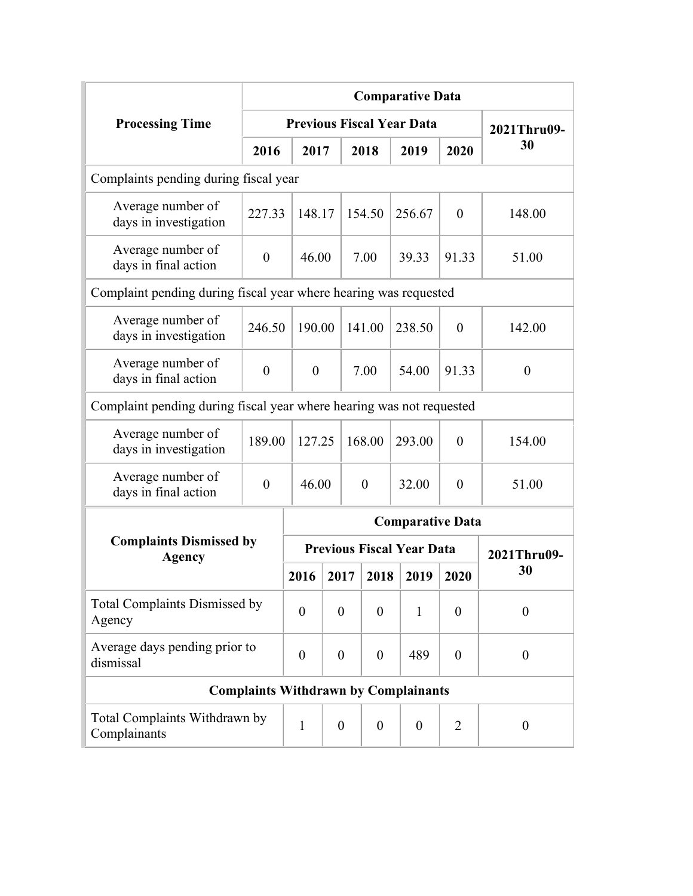| Processing Time | Comparative Data | | | | | |
|---|---|---|---|---|---|---|
| | Previous Fiscal Year Data | | | | | 2021Thru09-30 |
| | 2016 | 2017 | 2018 | 2019 | 2020 | |
| Complaints pending during fiscal year | | | | | | |
| Average number of days in investigation | 227.33 | 148.17 | 154.50 | 256.67 | 0 | 148.00 |
| Average number of days in final action | 0 | 46.00 | 7.00 | 39.33 | 91.33 | 51.00 |
| Complaint pending during fiscal year where hearing was requested | | | | | | |
| Average number of days in investigation | 246.50 | 190.00 | 141.00 | 238.50 | 0 | 142.00 |
| Average number of days in final action | 0 | 0 | 7.00 | 54.00 | 91.33 | 0 |
| Complaint pending during fiscal year where hearing was not requested | | | | | | |
| Average number of days in investigation | 189.00 | 127.25 | 168.00 | 293.00 | 0 | 154.00 |
| Average number of days in final action | 0 | 46.00 | 0 | 32.00 | 0 | 51.00 |

| Complaints Dismissed by Agency | Comparative Data | | | | | |
|---|---|---|---|---|---|---|
| | Previous Fiscal Year Data | | | | | 2021Thru09-30 |
| | 2016 | 2017 | 2018 | 2019 | 2020 | |
| Total Complaints Dismissed by Agency | 0 | 0 | 0 | 1 | 0 | 0 |
| Average days pending prior to dismissal | 0 | 0 | 0 | 489 | 0 | 0 |
| **Complaints Withdrawn by Complainants** | | | | | | |
| Total Complaints Withdrawn by Complainants | 1 | 0 | 0 | 0 | 2 | 0 |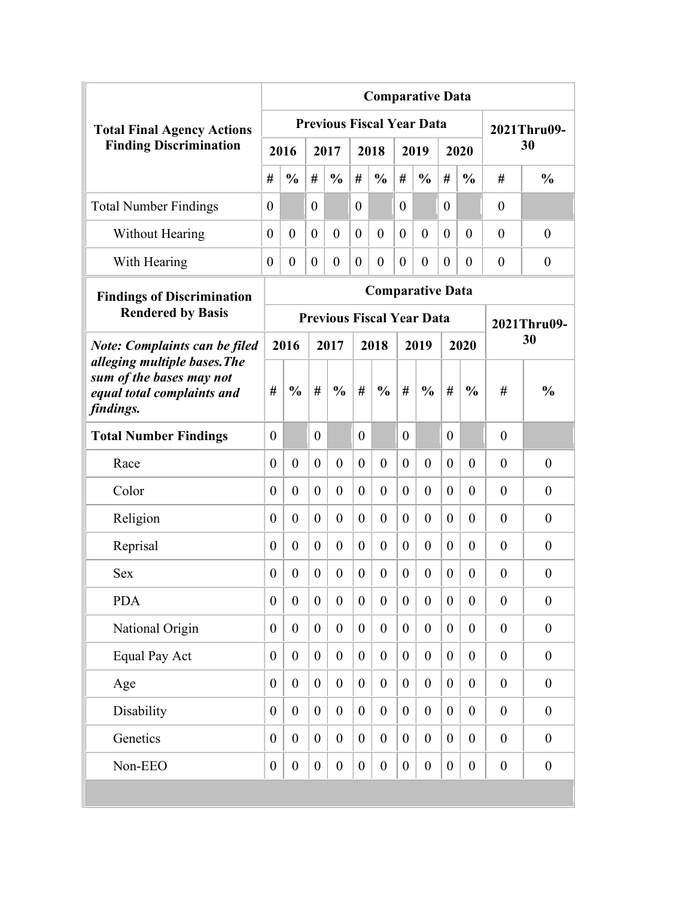| Total Final Agency Actions Finding Discrimination | Comparative Data | | | | | | | | | | | |
|---|---|---|---|---|---|---|---|---|---|---|---|---|
| | Previous Fiscal Year Data | | | | | | | | | | 2021Thru09-30 | |
| | 2016 | | 2017 | | 2018 | | 2019 | | 2020 | | | |
| | # | % | # | % | # | % | # | % | # | % | # | % |
| Total Number Findings | 0 | | 0 | | 0 | | 0 | | 0 | | 0 | |
| Without Hearing | 0 | 0 | 0 | 0 | 0 | 0 | 0 | 0 | 0 | 0 | 0 | 0 |
| With Hearing | 0 | 0 | 0 | 0 | 0 | 0 | 0 | 0 | 0 | 0 | 0 | 0 |

| Findings of Discrimination Rendered by Basis | Comparative Data | | | | | | | | | | | |
|---|---|---|---|---|---|---|---|---|---|---|---|---|
| | Previous Fiscal Year Data | | | | | | | | | | 2021Thru09-30 | |
| ***Note: Complaints can be filed alleging multiple bases.The sum of the bases may not equal total complaints and findings.*** | 2016 | | 2017 | | 2018 | | 2019 | | 2020 | | | |
| | # | % | # | % | # | % | # | % | # | % | # | % |
| **Total Number Findings** | 0 | | 0 | | 0 | | 0 | | 0 | | 0 | |
| Race | 0 | 0 | 0 | 0 | 0 | 0 | 0 | 0 | 0 | 0 | 0 | 0 |
| Color | 0 | 0 | 0 | 0 | 0 | 0 | 0 | 0 | 0 | 0 | 0 | 0 |
| Religion | 0 | 0 | 0 | 0 | 0 | 0 | 0 | 0 | 0 | 0 | 0 | 0 |
| Reprisal | 0 | 0 | 0 | 0 | 0 | 0 | 0 | 0 | 0 | 0 | 0 | 0 |
| Sex | 0 | 0 | 0 | 0 | 0 | 0 | 0 | 0 | 0 | 0 | 0 | 0 |
| PDA | 0 | 0 | 0 | 0 | 0 | 0 | 0 | 0 | 0 | 0 | 0 | 0 |
| National Origin | 0 | 0 | 0 | 0 | 0 | 0 | 0 | 0 | 0 | 0 | 0 | 0 |
| Equal Pay Act | 0 | 0 | 0 | 0 | 0 | 0 | 0 | 0 | 0 | 0 | 0 | 0 |
| Age | 0 | 0 | 0 | 0 | 0 | 0 | 0 | 0 | 0 | 0 | 0 | 0 |
| Disability | 0 | 0 | 0 | 0 | 0 | 0 | 0 | 0 | 0 | 0 | 0 | 0 |
| Genetics | 0 | 0 | 0 | 0 | 0 | 0 | 0 | 0 | 0 | 0 | 0 | 0 |
| Non-EEO | 0 | 0 | 0 | 0 | 0 | 0 | 0 | 0 | 0 | 0 | 0 | 0 |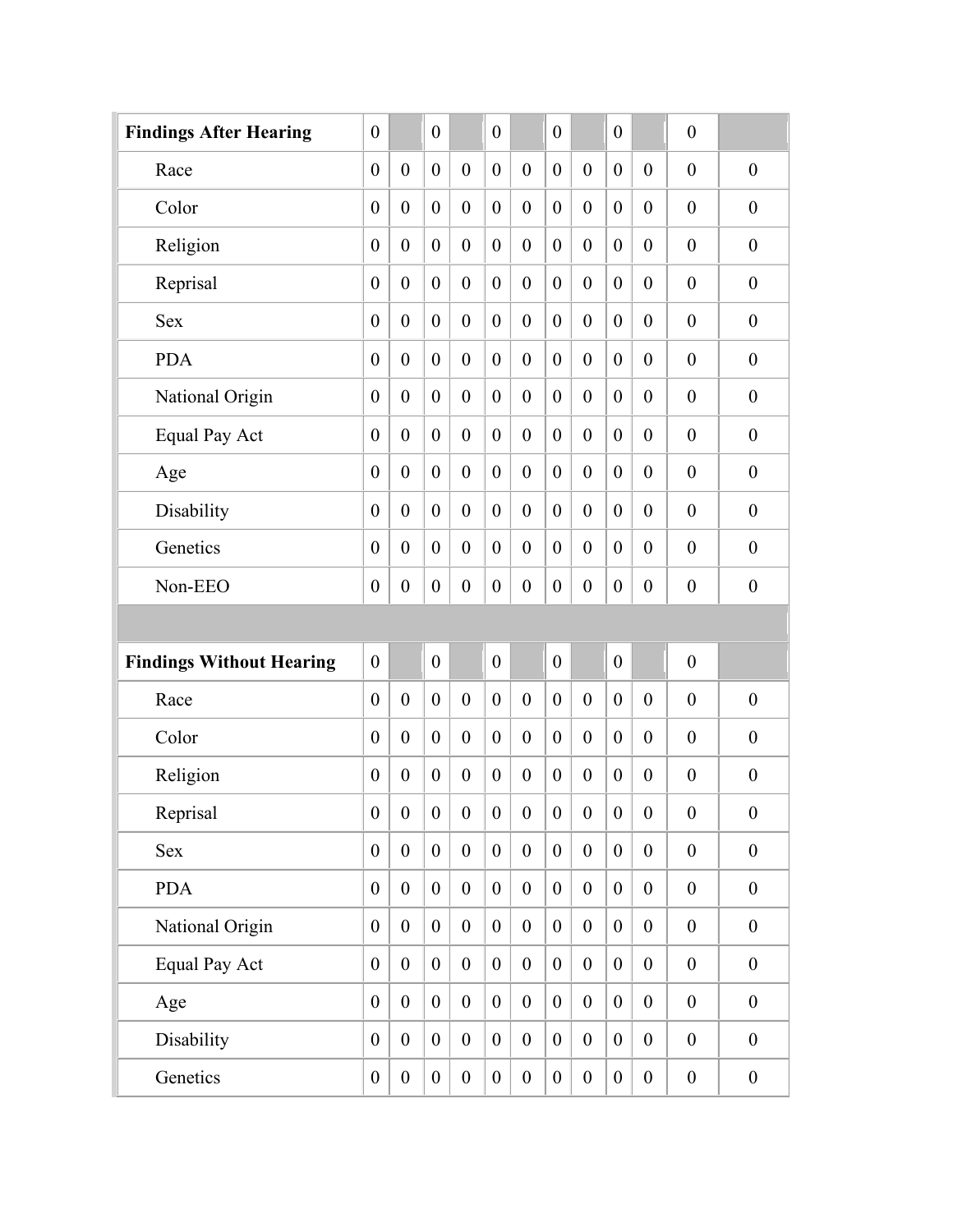| | | | | | | | | | | | | |
|---|---|---|---|---|---|---|---|---|---|---|---|---|
| **Findings After Hearing** | 0 | | 0 | | 0 | | 0 | | 0 | | 0 | |
| Race | 0 | 0 | 0 | 0 | 0 | 0 | 0 | 0 | 0 | 0 | 0 | 0 |
| Color | 0 | 0 | 0 | 0 | 0 | 0 | 0 | 0 | 0 | 0 | 0 | 0 |
| Religion | 0 | 0 | 0 | 0 | 0 | 0 | 0 | 0 | 0 | 0 | 0 | 0 |
| Reprisal | 0 | 0 | 0 | 0 | 0 | 0 | 0 | 0 | 0 | 0 | 0 | 0 |
| Sex | 0 | 0 | 0 | 0 | 0 | 0 | 0 | 0 | 0 | 0 | 0 | 0 |
| PDA | 0 | 0 | 0 | 0 | 0 | 0 | 0 | 0 | 0 | 0 | 0 | 0 |
| National Origin | 0 | 0 | 0 | 0 | 0 | 0 | 0 | 0 | 0 | 0 | 0 | 0 |
| Equal Pay Act | 0 | 0 | 0 | 0 | 0 | 0 | 0 | 0 | 0 | 0 | 0 | 0 |
| Age | 0 | 0 | 0 | 0 | 0 | 0 | 0 | 0 | 0 | 0 | 0 | 0 |
| Disability | 0 | 0 | 0 | 0 | 0 | 0 | 0 | 0 | 0 | 0 | 0 | 0 |
| Genetics | 0 | 0 | 0 | 0 | 0 | 0 | 0 | 0 | 0 | 0 | 0 | 0 |
| Non-EEO | 0 | 0 | 0 | 0 | 0 | 0 | 0 | 0 | 0 | 0 | 0 | 0 |
| | | | | | | | | | | | | |
| **Findings Without Hearing** | 0 | | 0 | | 0 | | 0 | | 0 | | 0 | |
| Race | 0 | 0 | 0 | 0 | 0 | 0 | 0 | 0 | 0 | 0 | 0 | 0 |
| Color | 0 | 0 | 0 | 0 | 0 | 0 | 0 | 0 | 0 | 0 | 0 | 0 |
| Religion | 0 | 0 | 0 | 0 | 0 | 0 | 0 | 0 | 0 | 0 | 0 | 0 |
| Reprisal | 0 | 0 | 0 | 0 | 0 | 0 | 0 | 0 | 0 | 0 | 0 | 0 |
| Sex | 0 | 0 | 0 | 0 | 0 | 0 | 0 | 0 | 0 | 0 | 0 | 0 |
| PDA | 0 | 0 | 0 | 0 | 0 | 0 | 0 | 0 | 0 | 0 | 0 | 0 |
| National Origin | 0 | 0 | 0 | 0 | 0 | 0 | 0 | 0 | 0 | 0 | 0 | 0 |
| Equal Pay Act | 0 | 0 | 0 | 0 | 0 | 0 | 0 | 0 | 0 | 0 | 0 | 0 |
| Age | 0 | 0 | 0 | 0 | 0 | 0 | 0 | 0 | 0 | 0 | 0 | 0 |
| Disability | 0 | 0 | 0 | 0 | 0 | 0 | 0 | 0 | 0 | 0 | 0 | 0 |
| Genetics | 0 | 0 | 0 | 0 | 0 | 0 | 0 | 0 | 0 | 0 | 0 | 0 |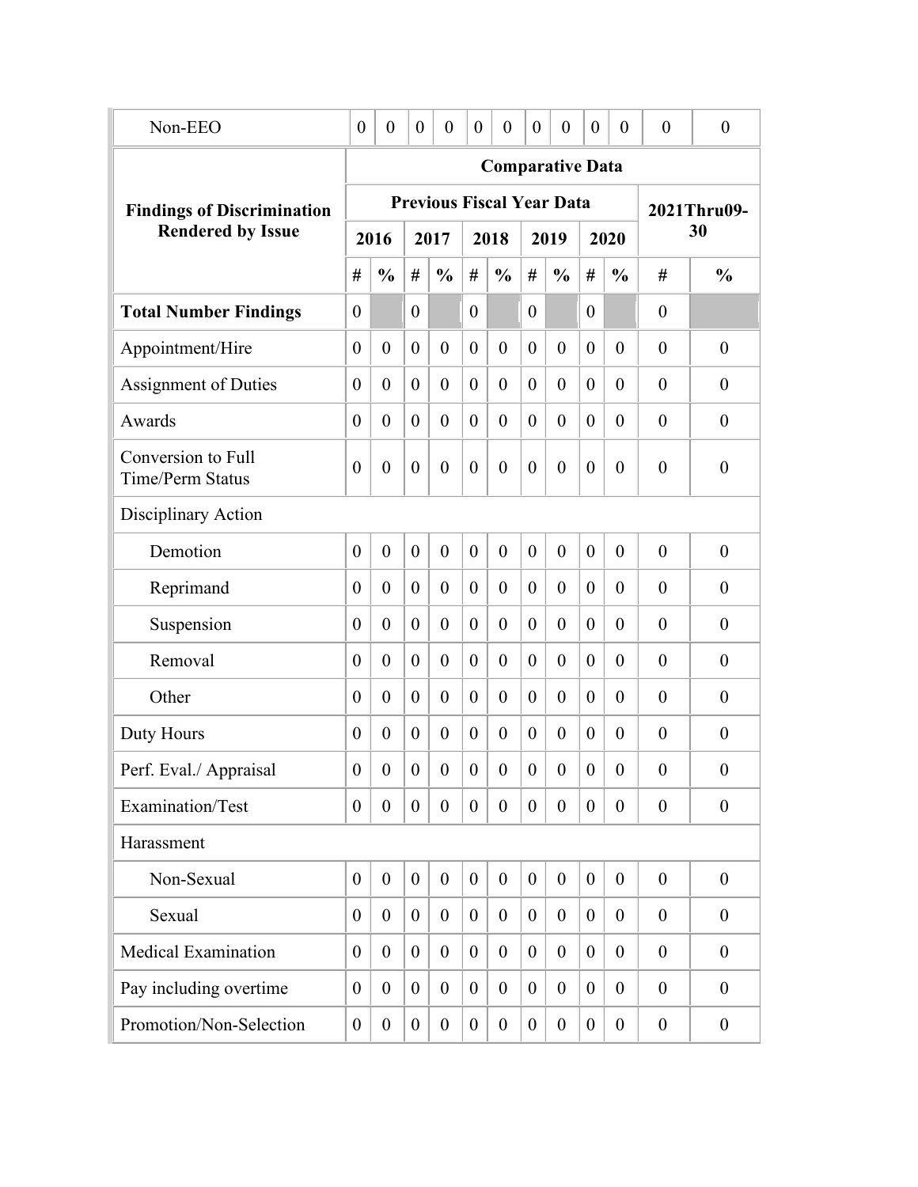| Non-EEO | 0 | 0 | 0 | 0 | 0 | 0 | 0 | 0 | 0 | 0 | 0 | 0 |
|---|---|---|---|---|---|---|---|---|---|---|---|---|

| **Findings of Discrimination Rendered by Issue** | **Comparative Data** | | | | | | | | | | | |
|---|---|---|---|---|---|---|---|---|---|---|---|---|
| | **Previous Fiscal Year Data** | | | | | | | | | | **2021Thru09-30** | |
| | **2016** | | **2017** | | **2018** | | **2019** | | **2020** | | | |
| | **#** | **%** | **#** | **%** | **#** | **%** | **#** | **%** | **#** | **%** | **#** | **%** |
| **Total Number Findings** | 0 | | 0 | | 0 | | 0 | | 0 | | 0 | |
| Appointment/Hire | 0 | 0 | 0 | 0 | 0 | 0 | 0 | 0 | 0 | 0 | 0 | 0 |
| Assignment of Duties | 0 | 0 | 0 | 0 | 0 | 0 | 0 | 0 | 0 | 0 | 0 | 0 |
| Awards | 0 | 0 | 0 | 0 | 0 | 0 | 0 | 0 | 0 | 0 | 0 | 0 |
| Conversion to Full Time/Perm Status | 0 | 0 | 0 | 0 | 0 | 0 | 0 | 0 | 0 | 0 | 0 | 0 |
| Disciplinary Action | | | | | | | | | | | | |
| Demotion | 0 | 0 | 0 | 0 | 0 | 0 | 0 | 0 | 0 | 0 | 0 | 0 |
| Reprimand | 0 | 0 | 0 | 0 | 0 | 0 | 0 | 0 | 0 | 0 | 0 | 0 |
| Suspension | 0 | 0 | 0 | 0 | 0 | 0 | 0 | 0 | 0 | 0 | 0 | 0 |
| Removal | 0 | 0 | 0 | 0 | 0 | 0 | 0 | 0 | 0 | 0 | 0 | 0 |
| Other | 0 | 0 | 0 | 0 | 0 | 0 | 0 | 0 | 0 | 0 | 0 | 0 |
| Duty Hours | 0 | 0 | 0 | 0 | 0 | 0 | 0 | 0 | 0 | 0 | 0 | 0 |
| Perf. Eval./ Appraisal | 0 | 0 | 0 | 0 | 0 | 0 | 0 | 0 | 0 | 0 | 0 | 0 |
| Examination/Test | 0 | 0 | 0 | 0 | 0 | 0 | 0 | 0 | 0 | 0 | 0 | 0 |
| Harassment | | | | | | | | | | | | |
| Non-Sexual | 0 | 0 | 0 | 0 | 0 | 0 | 0 | 0 | 0 | 0 | 0 | 0 |
| Sexual | 0 | 0 | 0 | 0 | 0 | 0 | 0 | 0 | 0 | 0 | 0 | 0 |
| Medical Examination | 0 | 0 | 0 | 0 | 0 | 0 | 0 | 0 | 0 | 0 | 0 | 0 |
| Pay including overtime | 0 | 0 | 0 | 0 | 0 | 0 | 0 | 0 | 0 | 0 | 0 | 0 |
| Promotion/Non-Selection | 0 | 0 | 0 | 0 | 0 | 0 | 0 | 0 | 0 | 0 | 0 | 0 |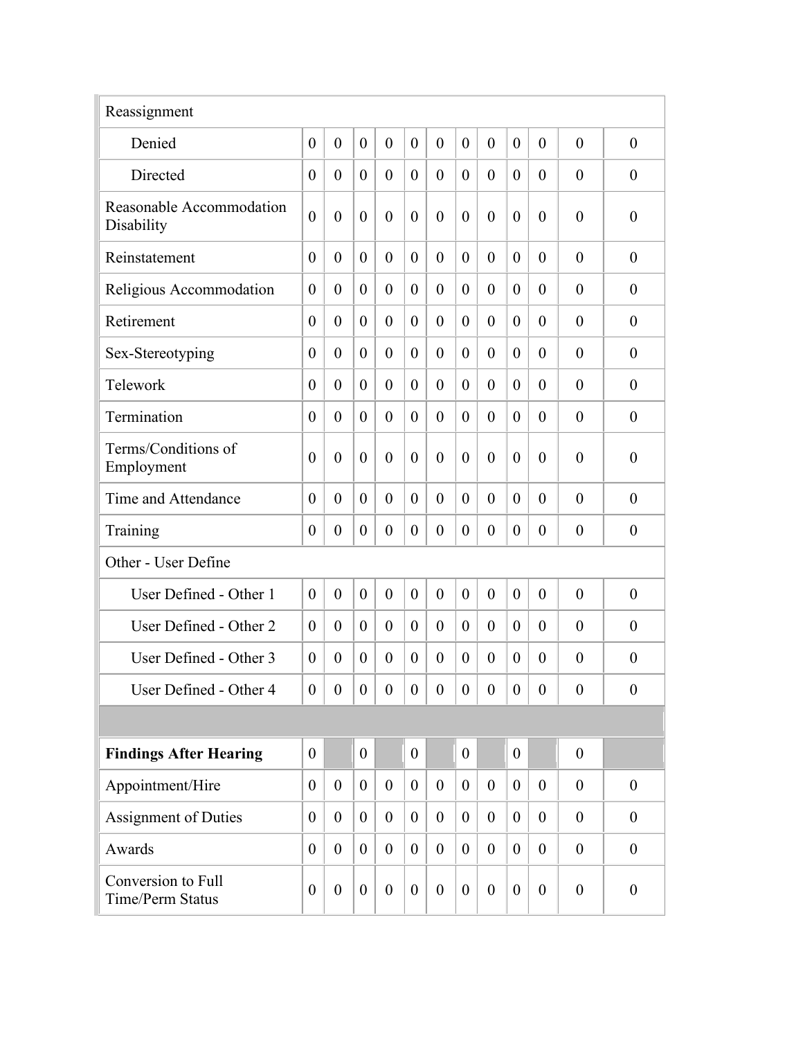| | | | | | | | | | | | | |
|---|---|---|---|---|---|---|---|---|---|---|---|---|
| Reassignment | | | | | | | | | | | | |
| Denied | 0 | 0 | 0 | 0 | 0 | 0 | 0 | 0 | 0 | 0 | 0 | 0 |
| Directed | 0 | 0 | 0 | 0 | 0 | 0 | 0 | 0 | 0 | 0 | 0 | 0 |
| Reasonable Accommodation Disability | 0 | 0 | 0 | 0 | 0 | 0 | 0 | 0 | 0 | 0 | 0 | 0 |
| Reinstatement | 0 | 0 | 0 | 0 | 0 | 0 | 0 | 0 | 0 | 0 | 0 | 0 |
| Religious Accommodation | 0 | 0 | 0 | 0 | 0 | 0 | 0 | 0 | 0 | 0 | 0 | 0 |
| Retirement | 0 | 0 | 0 | 0 | 0 | 0 | 0 | 0 | 0 | 0 | 0 | 0 |
| Sex-Stereotyping | 0 | 0 | 0 | 0 | 0 | 0 | 0 | 0 | 0 | 0 | 0 | 0 |
| Telework | 0 | 0 | 0 | 0 | 0 | 0 | 0 | 0 | 0 | 0 | 0 | 0 |
| Termination | 0 | 0 | 0 | 0 | 0 | 0 | 0 | 0 | 0 | 0 | 0 | 0 |
| Terms/Conditions of Employment | 0 | 0 | 0 | 0 | 0 | 0 | 0 | 0 | 0 | 0 | 0 | 0 |
| Time and Attendance | 0 | 0 | 0 | 0 | 0 | 0 | 0 | 0 | 0 | 0 | 0 | 0 |
| Training | 0 | 0 | 0 | 0 | 0 | 0 | 0 | 0 | 0 | 0 | 0 | 0 |
| Other - User Define | | | | | | | | | | | | |
| User Defined - Other 1 | 0 | 0 | 0 | 0 | 0 | 0 | 0 | 0 | 0 | 0 | 0 | 0 |
| User Defined - Other 2 | 0 | 0 | 0 | 0 | 0 | 0 | 0 | 0 | 0 | 0 | 0 | 0 |
| User Defined - Other 3 | 0 | 0 | 0 | 0 | 0 | 0 | 0 | 0 | 0 | 0 | 0 | 0 |
| User Defined - Other 4 | 0 | 0 | 0 | 0 | 0 | 0 | 0 | 0 | 0 | 0 | 0 | 0 |
| | | | | | | | | | | | | |
| **Findings After Hearing** | 0 | | 0 | | 0 | | 0 | | 0 | | 0 | |
| Appointment/Hire | 0 | 0 | 0 | 0 | 0 | 0 | 0 | 0 | 0 | 0 | 0 | 0 |
| Assignment of Duties | 0 | 0 | 0 | 0 | 0 | 0 | 0 | 0 | 0 | 0 | 0 | 0 |
| Awards | 0 | 0 | 0 | 0 | 0 | 0 | 0 | 0 | 0 | 0 | 0 | 0 |
| Conversion to Full Time/Perm Status | 0 | 0 | 0 | 0 | 0 | 0 | 0 | 0 | 0 | 0 | 0 | 0 |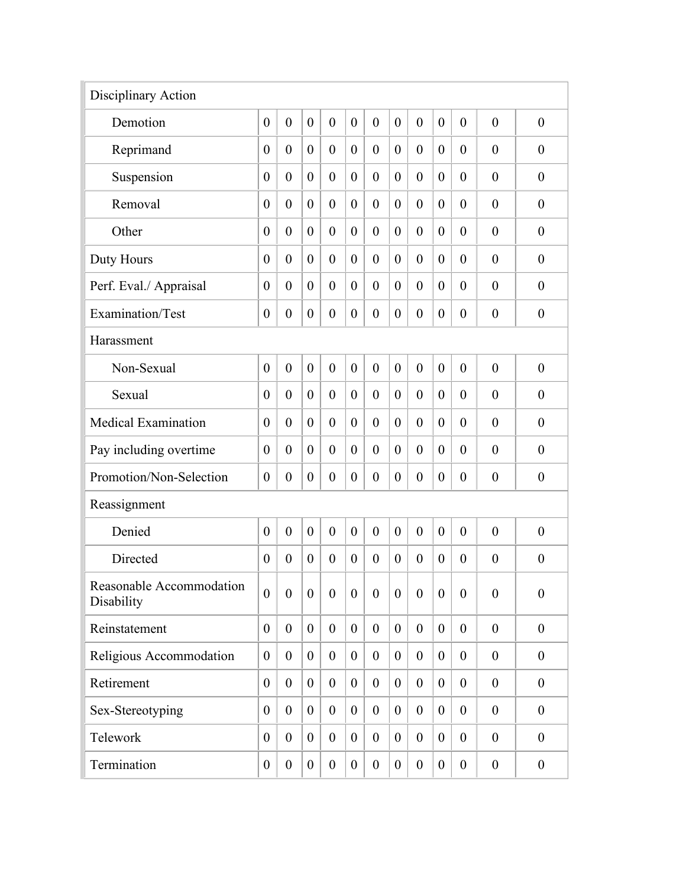| | | | | | | | | | | | | |
|---|---|---|---|---|---|---|---|---|---|---|---|---|
| Disciplinary Action | | | | | | | | | | | | |
| Demotion | 0 | 0 | 0 | 0 | 0 | 0 | 0 | 0 | 0 | 0 | 0 | 0 |
| Reprimand | 0 | 0 | 0 | 0 | 0 | 0 | 0 | 0 | 0 | 0 | 0 | 0 |
| Suspension | 0 | 0 | 0 | 0 | 0 | 0 | 0 | 0 | 0 | 0 | 0 | 0 |
| Removal | 0 | 0 | 0 | 0 | 0 | 0 | 0 | 0 | 0 | 0 | 0 | 0 |
| Other | 0 | 0 | 0 | 0 | 0 | 0 | 0 | 0 | 0 | 0 | 0 | 0 |
| Duty Hours | 0 | 0 | 0 | 0 | 0 | 0 | 0 | 0 | 0 | 0 | 0 | 0 |
| Perf. Eval./ Appraisal | 0 | 0 | 0 | 0 | 0 | 0 | 0 | 0 | 0 | 0 | 0 | 0 |
| Examination/Test | 0 | 0 | 0 | 0 | 0 | 0 | 0 | 0 | 0 | 0 | 0 | 0 |
| Harassment | | | | | | | | | | | | |
| Non-Sexual | 0 | 0 | 0 | 0 | 0 | 0 | 0 | 0 | 0 | 0 | 0 | 0 |
| Sexual | 0 | 0 | 0 | 0 | 0 | 0 | 0 | 0 | 0 | 0 | 0 | 0 |
| Medical Examination | 0 | 0 | 0 | 0 | 0 | 0 | 0 | 0 | 0 | 0 | 0 | 0 |
| Pay including overtime | 0 | 0 | 0 | 0 | 0 | 0 | 0 | 0 | 0 | 0 | 0 | 0 |
| Promotion/Non-Selection | 0 | 0 | 0 | 0 | 0 | 0 | 0 | 0 | 0 | 0 | 0 | 0 |
| Reassignment | | | | | | | | | | | | |
| Denied | 0 | 0 | 0 | 0 | 0 | 0 | 0 | 0 | 0 | 0 | 0 | 0 |
| Directed | 0 | 0 | 0 | 0 | 0 | 0 | 0 | 0 | 0 | 0 | 0 | 0 |
| Reasonable Accommodation Disability | 0 | 0 | 0 | 0 | 0 | 0 | 0 | 0 | 0 | 0 | 0 | 0 |
| Reinstatement | 0 | 0 | 0 | 0 | 0 | 0 | 0 | 0 | 0 | 0 | 0 | 0 |
| Religious Accommodation | 0 | 0 | 0 | 0 | 0 | 0 | 0 | 0 | 0 | 0 | 0 | 0 |
| Retirement | 0 | 0 | 0 | 0 | 0 | 0 | 0 | 0 | 0 | 0 | 0 | 0 |
| Sex-Stereotyping | 0 | 0 | 0 | 0 | 0 | 0 | 0 | 0 | 0 | 0 | 0 | 0 |
| Telework | 0 | 0 | 0 | 0 | 0 | 0 | 0 | 0 | 0 | 0 | 0 | 0 |
| Termination | 0 | 0 | 0 | 0 | 0 | 0 | 0 | 0 | 0 | 0 | 0 | 0 |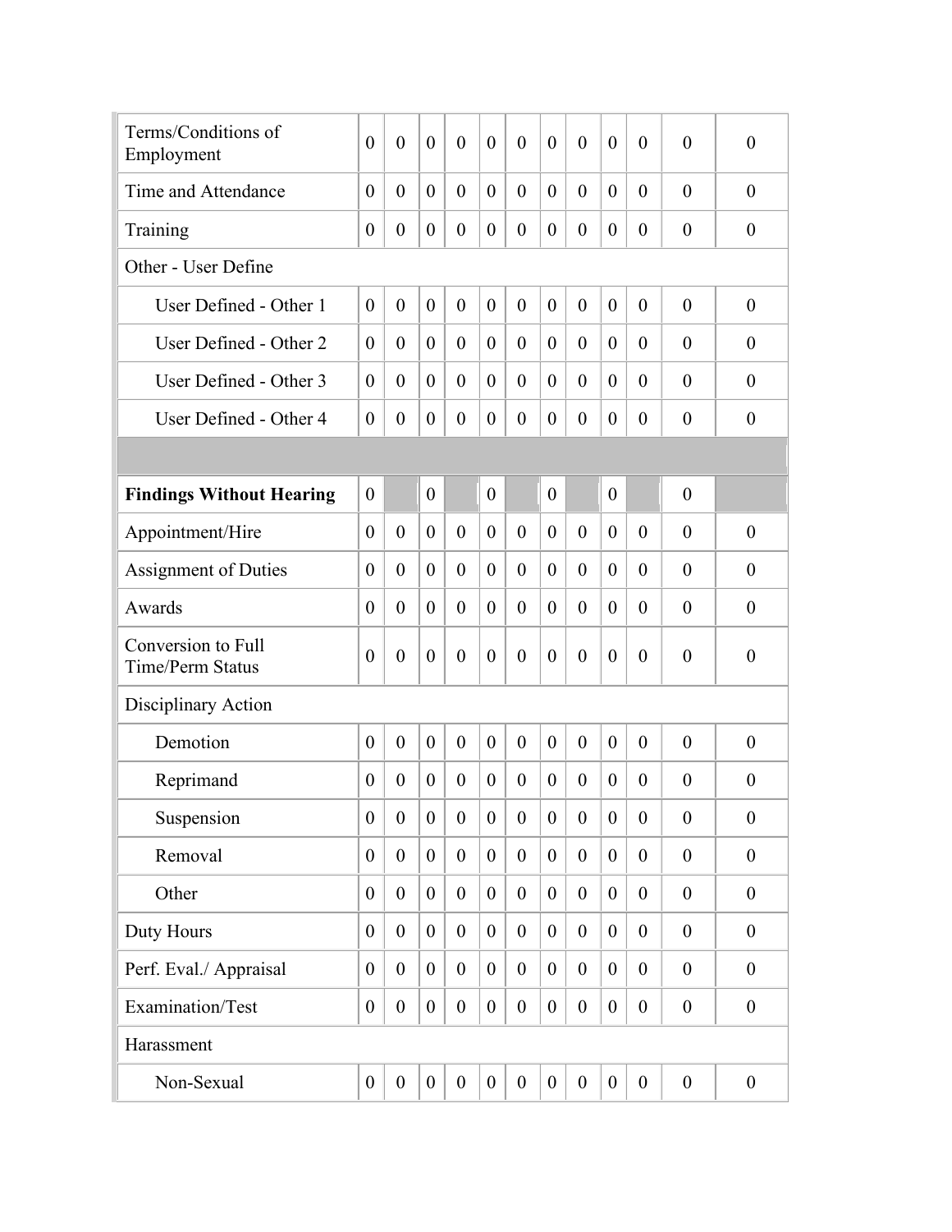| | | | | | | | | | | | | |
|---|---|---|---|---|---|---|---|---|---|---|---|---|
| Terms/Conditions of Employment | 0 | 0 | 0 | 0 | 0 | 0 | 0 | 0 | 0 | 0 | 0 | 0 |
| Time and Attendance | 0 | 0 | 0 | 0 | 0 | 0 | 0 | 0 | 0 | 0 | 0 | 0 |
| Training | 0 | 0 | 0 | 0 | 0 | 0 | 0 | 0 | 0 | 0 | 0 | 0 |
| Other - User Define | | | | | | | | | | | | |
| User Defined - Other 1 | 0 | 0 | 0 | 0 | 0 | 0 | 0 | 0 | 0 | 0 | 0 | 0 |
| User Defined - Other 2 | 0 | 0 | 0 | 0 | 0 | 0 | 0 | 0 | 0 | 0 | 0 | 0 |
| User Defined - Other 3 | 0 | 0 | 0 | 0 | 0 | 0 | 0 | 0 | 0 | 0 | 0 | 0 |
| User Defined - Other 4 | 0 | 0 | 0 | 0 | 0 | 0 | 0 | 0 | 0 | 0 | 0 | 0 |
| | | | | | | | | | | | | |
| **Findings Without Hearing** | 0 | | 0 | | 0 | | 0 | | 0 | | 0 | |
| Appointment/Hire | 0 | 0 | 0 | 0 | 0 | 0 | 0 | 0 | 0 | 0 | 0 | 0 |
| Assignment of Duties | 0 | 0 | 0 | 0 | 0 | 0 | 0 | 0 | 0 | 0 | 0 | 0 |
| Awards | 0 | 0 | 0 | 0 | 0 | 0 | 0 | 0 | 0 | 0 | 0 | 0 |
| Conversion to Full Time/Perm Status | 0 | 0 | 0 | 0 | 0 | 0 | 0 | 0 | 0 | 0 | 0 | 0 |
| Disciplinary Action | | | | | | | | | | | | |
| Demotion | 0 | 0 | 0 | 0 | 0 | 0 | 0 | 0 | 0 | 0 | 0 | 0 |
| Reprimand | 0 | 0 | 0 | 0 | 0 | 0 | 0 | 0 | 0 | 0 | 0 | 0 |
| Suspension | 0 | 0 | 0 | 0 | 0 | 0 | 0 | 0 | 0 | 0 | 0 | 0 |
| Removal | 0 | 0 | 0 | 0 | 0 | 0 | 0 | 0 | 0 | 0 | 0 | 0 |
| Other | 0 | 0 | 0 | 0 | 0 | 0 | 0 | 0 | 0 | 0 | 0 | 0 |
| Duty Hours | 0 | 0 | 0 | 0 | 0 | 0 | 0 | 0 | 0 | 0 | 0 | 0 |
| Perf. Eval./ Appraisal | 0 | 0 | 0 | 0 | 0 | 0 | 0 | 0 | 0 | 0 | 0 | 0 |
| Examination/Test | 0 | 0 | 0 | 0 | 0 | 0 | 0 | 0 | 0 | 0 | 0 | 0 |
| Harassment | | | | | | | | | | | | |
| Non-Sexual | 0 | 0 | 0 | 0 | 0 | 0 | 0 | 0 | 0 | 0 | 0 | 0 |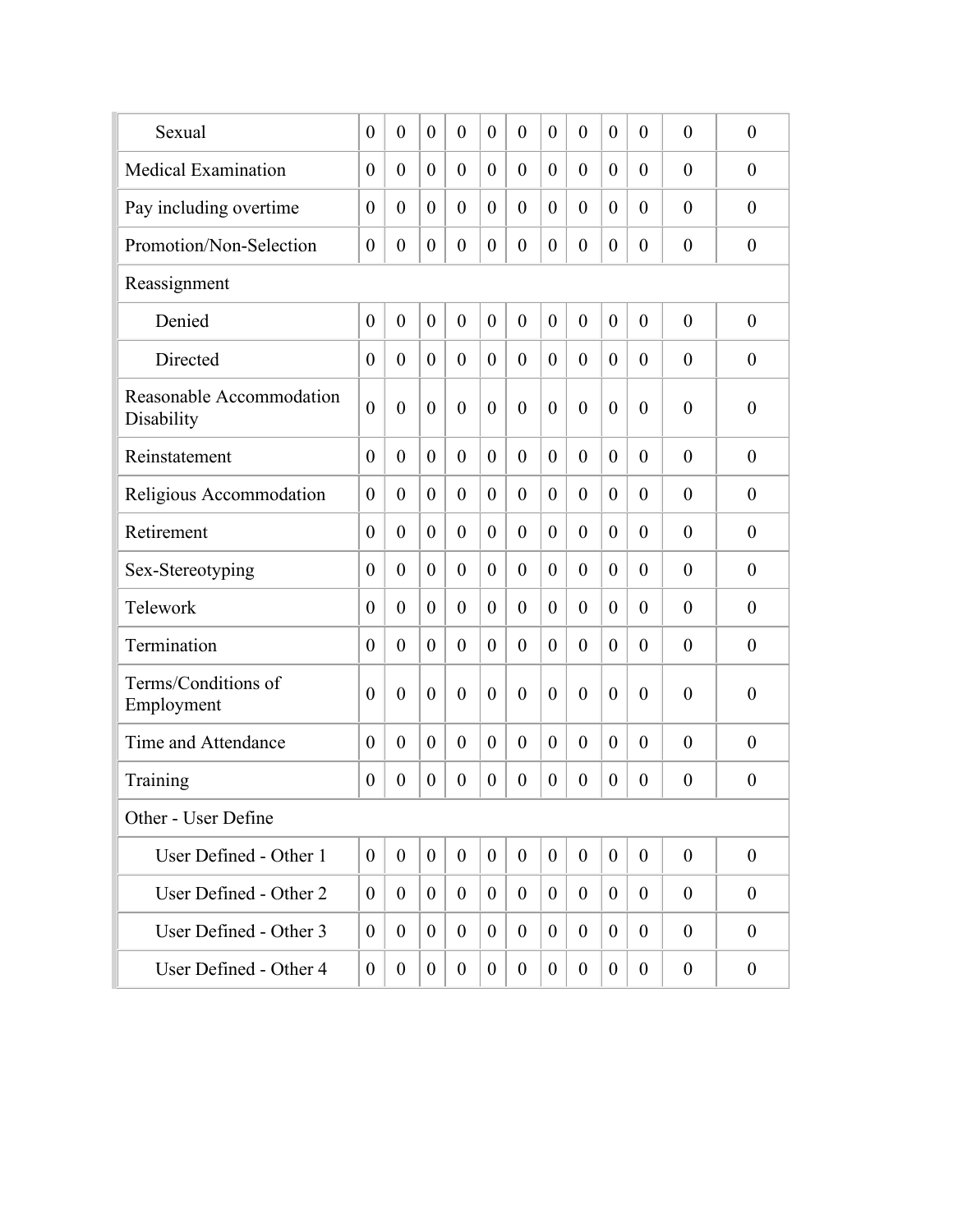| | | | | | | | | | | | | |
|---|---|---|---|---|---|---|---|---|---|---|---|---|
| Sexual | 0 | 0 | 0 | 0 | 0 | 0 | 0 | 0 | 0 | 0 | 0 | 0 |
| Medical Examination | 0 | 0 | 0 | 0 | 0 | 0 | 0 | 0 | 0 | 0 | 0 | 0 |
| Pay including overtime | 0 | 0 | 0 | 0 | 0 | 0 | 0 | 0 | 0 | 0 | 0 | 0 |
| Promotion/Non-Selection | 0 | 0 | 0 | 0 | 0 | 0 | 0 | 0 | 0 | 0 | 0 | 0 |
| Reassignment | | | | | | | | | | | | |
| Denied | 0 | 0 | 0 | 0 | 0 | 0 | 0 | 0 | 0 | 0 | 0 | 0 |
| Directed | 0 | 0 | 0 | 0 | 0 | 0 | 0 | 0 | 0 | 0 | 0 | 0 |
| Reasonable Accommodation Disability | 0 | 0 | 0 | 0 | 0 | 0 | 0 | 0 | 0 | 0 | 0 | 0 |
| Reinstatement | 0 | 0 | 0 | 0 | 0 | 0 | 0 | 0 | 0 | 0 | 0 | 0 |
| Religious Accommodation | 0 | 0 | 0 | 0 | 0 | 0 | 0 | 0 | 0 | 0 | 0 | 0 |
| Retirement | 0 | 0 | 0 | 0 | 0 | 0 | 0 | 0 | 0 | 0 | 0 | 0 |
| Sex-Stereotyping | 0 | 0 | 0 | 0 | 0 | 0 | 0 | 0 | 0 | 0 | 0 | 0 |
| Telework | 0 | 0 | 0 | 0 | 0 | 0 | 0 | 0 | 0 | 0 | 0 | 0 |
| Termination | 0 | 0 | 0 | 0 | 0 | 0 | 0 | 0 | 0 | 0 | 0 | 0 |
| Terms/Conditions of Employment | 0 | 0 | 0 | 0 | 0 | 0 | 0 | 0 | 0 | 0 | 0 | 0 |
| Time and Attendance | 0 | 0 | 0 | 0 | 0 | 0 | 0 | 0 | 0 | 0 | 0 | 0 |
| Training | 0 | 0 | 0 | 0 | 0 | 0 | 0 | 0 | 0 | 0 | 0 | 0 |
| Other - User Define | | | | | | | | | | | | |
| User Defined - Other 1 | 0 | 0 | 0 | 0 | 0 | 0 | 0 | 0 | 0 | 0 | 0 | 0 |
| User Defined - Other 2 | 0 | 0 | 0 | 0 | 0 | 0 | 0 | 0 | 0 | 0 | 0 | 0 |
| User Defined - Other 3 | 0 | 0 | 0 | 0 | 0 | 0 | 0 | 0 | 0 | 0 | 0 | 0 |
| User Defined - Other 4 | 0 | 0 | 0 | 0 | 0 | 0 | 0 | 0 | 0 | 0 | 0 | 0 |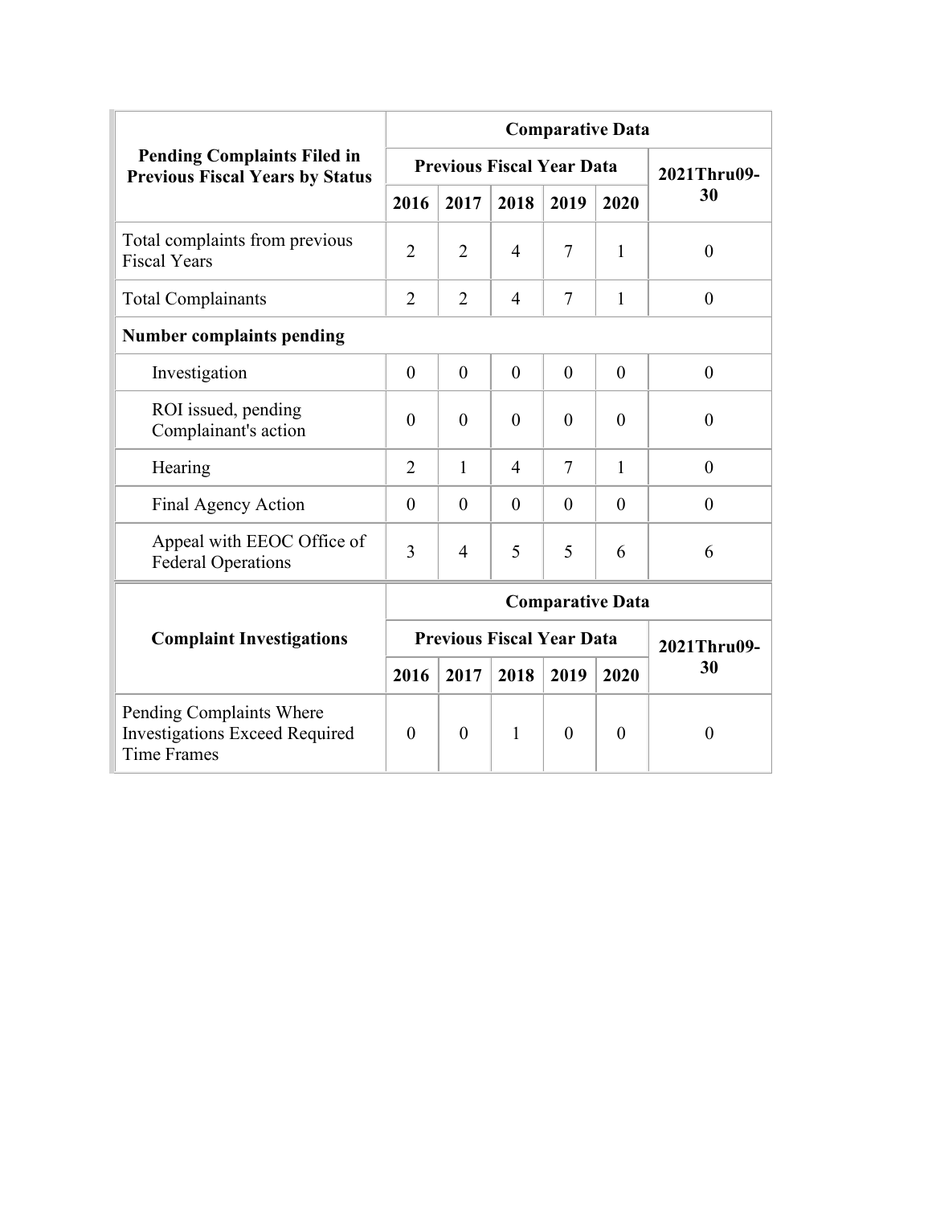| Pending Complaints Filed in Previous Fiscal Years by Status | Comparative Data | | | | | |
|---|---|---|---|---|---|---|
| | Previous Fiscal Year Data | | | | | 2021Thru09-30 |
| | 2016 | 2017 | 2018 | 2019 | 2020 | |
| Total complaints from previous Fiscal Years | 2 | 2 | 4 | 7 | 1 | 0 |
| Total Complainants | 2 | 2 | 4 | 7 | 1 | 0 |
| **Number complaints pending** | | | | | | |
| Investigation | 0 | 0 | 0 | 0 | 0 | 0 |
| ROI issued, pending Complainant's action | 0 | 0 | 0 | 0 | 0 | 0 |
| Hearing | 2 | 1 | 4 | 7 | 1 | 0 |
| Final Agency Action | 0 | 0 | 0 | 0 | 0 | 0 |
| Appeal with EEOC Office of Federal Operations | 3 | 4 | 5 | 5 | 6 | 6 |

| Complaint Investigations | Comparative Data | | | | | |
|---|---|---|---|---|---|---|
| | Previous Fiscal Year Data | | | | | 2021Thru09-30 |
| | 2016 | 2017 | 2018 | 2019 | 2020 | |
| Pending Complaints Where Investigations Exceed Required Time Frames | 0 | 0 | 1 | 0 | 0 | 0 |